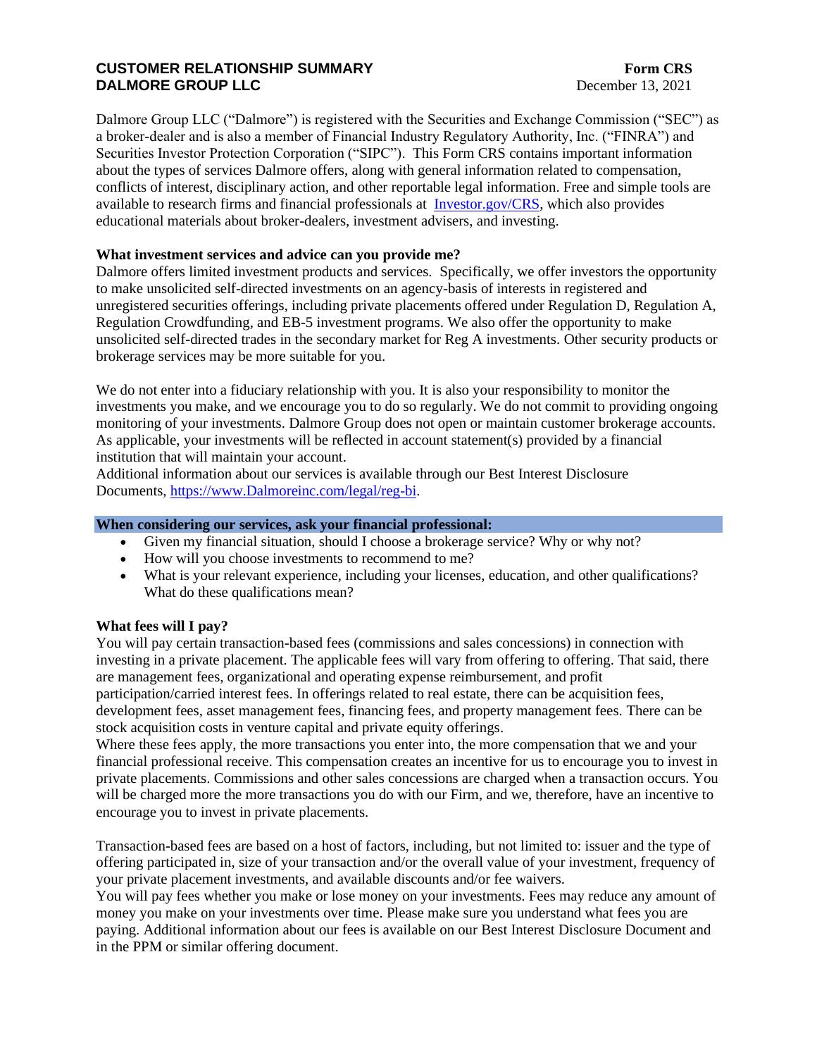**CUSTOMER RELATIONSHIP SUMMARY** **Form CRS**
**DALMORE GROUP LLC** December 13, 2021

Dalmore Group LLC ("Dalmore") is registered with the Securities and Exchange Commission ("SEC") as a broker-dealer and is also a member of Financial Industry Regulatory Authority, Inc. ("FINRA") and Securities Investor Protection Corporation ("SIPC"). This Form CRS contains important information about the types of services Dalmore offers, along with general information related to compensation, conflicts of interest, disciplinary action, and other reportable legal information. Free and simple tools are available to research firms and financial professionals at [Investor.gov/CRS](https://www.investor.gov/CRS), which also provides educational materials about broker-dealers, investment advisers, and investing.

**What investment services and advice can you provide me?**
Dalmore offers limited investment products and services. Specifically, we offer investors the opportunity to make unsolicited self-directed investments on an agency-basis of interests in registered and unregistered securities offerings, including private placements offered under Regulation D, Regulation A, Regulation Crowdfunding, and EB-5 investment programs. We also offer the opportunity to make unsolicited self-directed trades in the secondary market for Reg A investments. Other security products or brokerage services may be more suitable for you.

We do not enter into a fiduciary relationship with you. It is also your responsibility to monitor the investments you make, and we encourage you to do so regularly. We do not commit to providing ongoing monitoring of your investments. Dalmore Group does not open or maintain customer brokerage accounts. As applicable, your investments will be reflected in account statement(s) provided by a financial institution that will maintain your account.
Additional information about our services is available through our Best Interest Disclosure Documents, [https://www.Dalmoreinc.com/legal/reg-bi](https://www.Dalmoreinc.com/legal/reg-bi).

**When considering our services, ask your financial professional:**

- Given my financial situation, should I choose a brokerage service? Why or why not?
- How will you choose investments to recommend to me?
- What is your relevant experience, including your licenses, education, and other qualifications? What do these qualifications mean?

**What fees will I pay?**
You will pay certain transaction-based fees (commissions and sales concessions) in connection with investing in a private placement. The applicable fees will vary from offering to offering. That said, there are management fees, organizational and operating expense reimbursement, and profit participation/carried interest fees. In offerings related to real estate, there can be acquisition fees, development fees, asset management fees, financing fees, and property management fees. There can be stock acquisition costs in venture capital and private equity offerings.
Where these fees apply, the more transactions you enter into, the more compensation that we and your financial professional receive. This compensation creates an incentive for us to encourage you to invest in private placements. Commissions and other sales concessions are charged when a transaction occurs. You will be charged more the more transactions you do with our Firm, and we, therefore, have an incentive to encourage you to invest in private placements.

Transaction-based fees are based on a host of factors, including, but not limited to: issuer and the type of offering participated in, size of your transaction and/or the overall value of your investment, frequency of your private placement investments, and available discounts and/or fee waivers.
You will pay fees whether you make or lose money on your investments. Fees may reduce any amount of money you make on your investments over time. Please make sure you understand what fees you are paying. Additional information about our fees is available on our Best Interest Disclosure Document and in the PPM or similar offering document.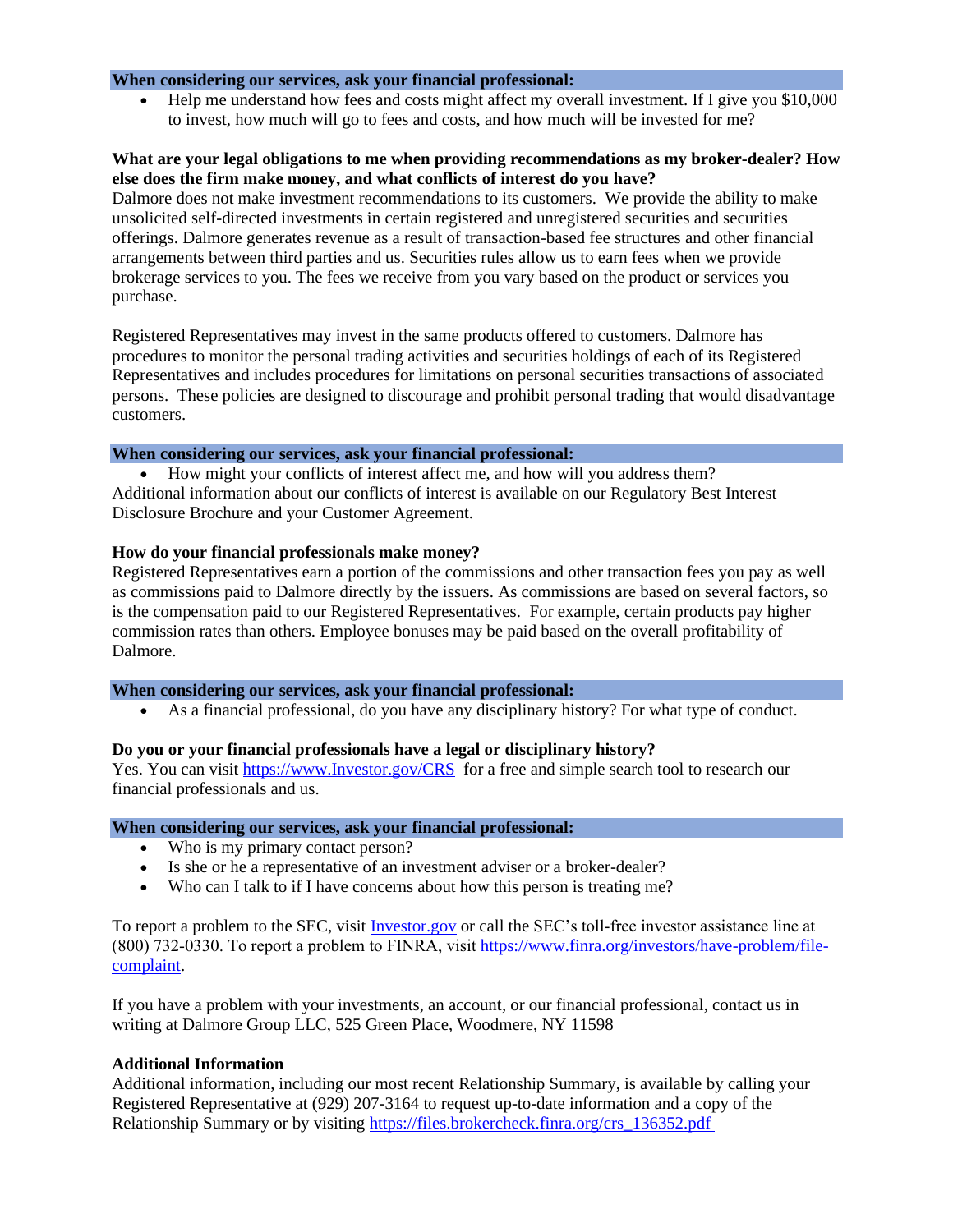**When considering our services, ask your financial professional:**

- Help me understand how fees and costs might affect my overall investment. If I give you $10,000 to invest, how much will go to fees and costs, and how much will be invested for me?

**What are your legal obligations to me when providing recommendations as my broker-dealer? How else does the firm make money, and what conflicts of interest do you have?**

Dalmore does not make investment recommendations to its customers. We provide the ability to make unsolicited self-directed investments in certain registered and unregistered securities and securities offerings. Dalmore generates revenue as a result of transaction-based fee structures and other financial arrangements between third parties and us. Securities rules allow us to earn fees when we provide brokerage services to you. The fees we receive from you vary based on the product or services you purchase.

Registered Representatives may invest in the same products offered to customers. Dalmore has procedures to monitor the personal trading activities and securities holdings of each of its Registered Representatives and includes procedures for limitations on personal securities transactions of associated persons. These policies are designed to discourage and prohibit personal trading that would disadvantage customers.

**When considering our services, ask your financial professional:**

- How might your conflicts of interest affect me, and how will you address them?

Additional information about our conflicts of interest is available on our Regulatory Best Interest Disclosure Brochure and your Customer Agreement.

**How do your financial professionals make money?**

Registered Representatives earn a portion of the commissions and other transaction fees you pay as well as commissions paid to Dalmore directly by the issuers. As commissions are based on several factors, so is the compensation paid to our Registered Representatives. For example, certain products pay higher commission rates than others. Employee bonuses may be paid based on the overall profitability of Dalmore.

**When considering our services, ask your financial professional:**

- As a financial professional, do you have any disciplinary history? For what type of conduct.

**Do you or your financial professionals have a legal or disciplinary history?**

Yes. You can visit https://www.Investor.gov/CRS for a free and simple search tool to research our financial professionals and us.

**When considering our services, ask your financial professional:**

- Who is my primary contact person?
- Is she or he a representative of an investment adviser or a broker-dealer?
- Who can I talk to if I have concerns about how this person is treating me?

To report a problem to the SEC, visit Investor.gov or call the SEC's toll-free investor assistance line at (800) 732-0330. To report a problem to FINRA, visit https://www.finra.org/investors/have-problem/file-complaint.

If you have a problem with your investments, an account, or our financial professional, contact us in writing at Dalmore Group LLC, 525 Green Place, Woodmere, NY 11598

**Additional Information**

Additional information, including our most recent Relationship Summary, is available by calling your Registered Representative at (929) 207-3164 to request up-to-date information and a copy of the Relationship Summary or by visiting https://files.brokercheck.finra.org/crs_136352.pdf